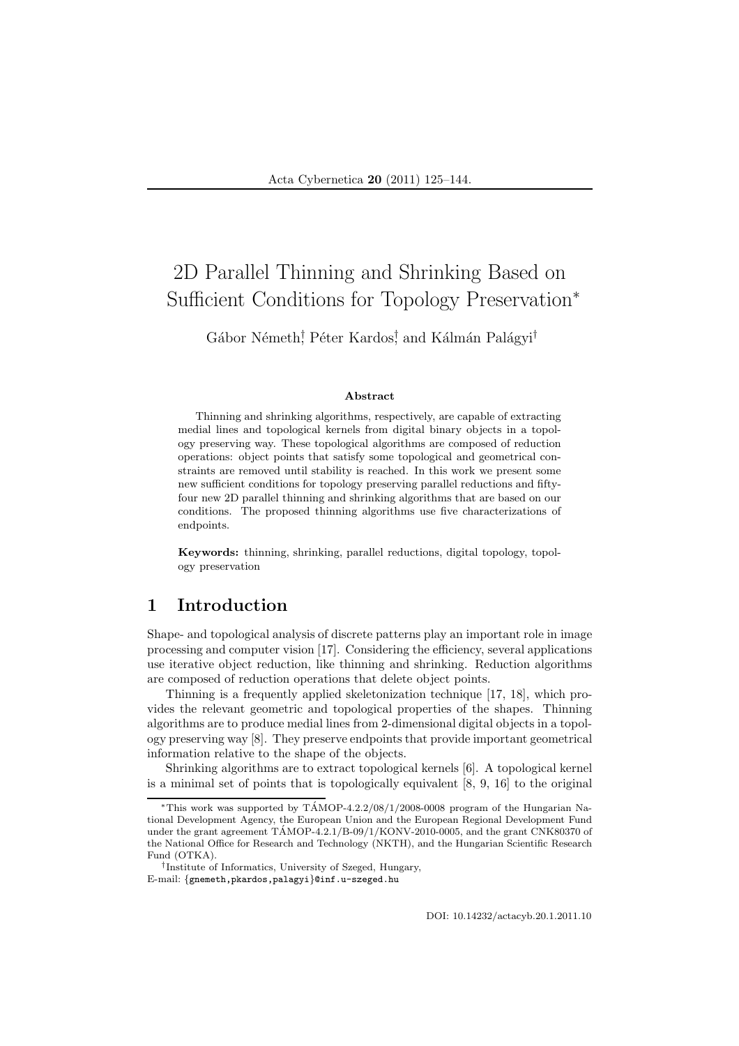# 2D Parallel Thinning and Shrinking Based on Sufficient Conditions for Topology Preservation*

Gábor Németh[†], Péter Kardos[†], and Kálmán Palágyi[†]

### Abstract

Thinning and shrinking algorithms, respectively, are capable of extracting medial lines and topological kernels from digital binary objects in a topology preserving way. These topological algorithms are composed of reduction operations: object points that satisfy some topological and geometrical constraints are removed until stability is reached. In this work we present some new sufficient conditions for topology preserving parallel reductions and fifty-four new 2D parallel thinning and shrinking algorithms that are based on our conditions. The proposed thinning algorithms use five characterizations of endpoints.

**Keywords:** thinning, shrinking, parallel reductions, digital topology, topology preservation

## 1 Introduction

Shape- and topological analysis of discrete patterns play an important role in image processing and computer vision [17]. Considering the efficiency, several applications use iterative object reduction, like thinning and shrinking. Reduction algorithms are composed of reduction operations that delete object points.

Thinning is a frequently applied skeletonization technique [17, 18], which provides the relevant geometric and topological properties of the shapes. Thinning algorithms are to produce medial lines from 2-dimensional digital objects in a topology preserving way [8]. They preserve endpoints that provide important geometrical information relative to the shape of the objects.

Shrinking algorithms are to extract topological kernels [6]. A topological kernel is a minimal set of points that is topologically equivalent [8, 9, 16] to the original

---

*This work was supported by TÁMOP-4.2.2/08/1/2008-0008 program of the Hungarian National Development Agency, the European Union and the European Regional Development Fund under the grant agreement TÁMOP-4.2.1/B-09/1/KONV-2010-0005, and the grant CNK80370 of the National Office for Research and Technology (NKTH), and the Hungarian Scientific Research Fund (OTKA).

[†]Institute of Informatics, University of Szeged, Hungary,
E-mail: {gnemeth,pkardos,palagyi}@inf.u-szeged.hu

DOI: 10.14232/actacyb.20.1.2011.10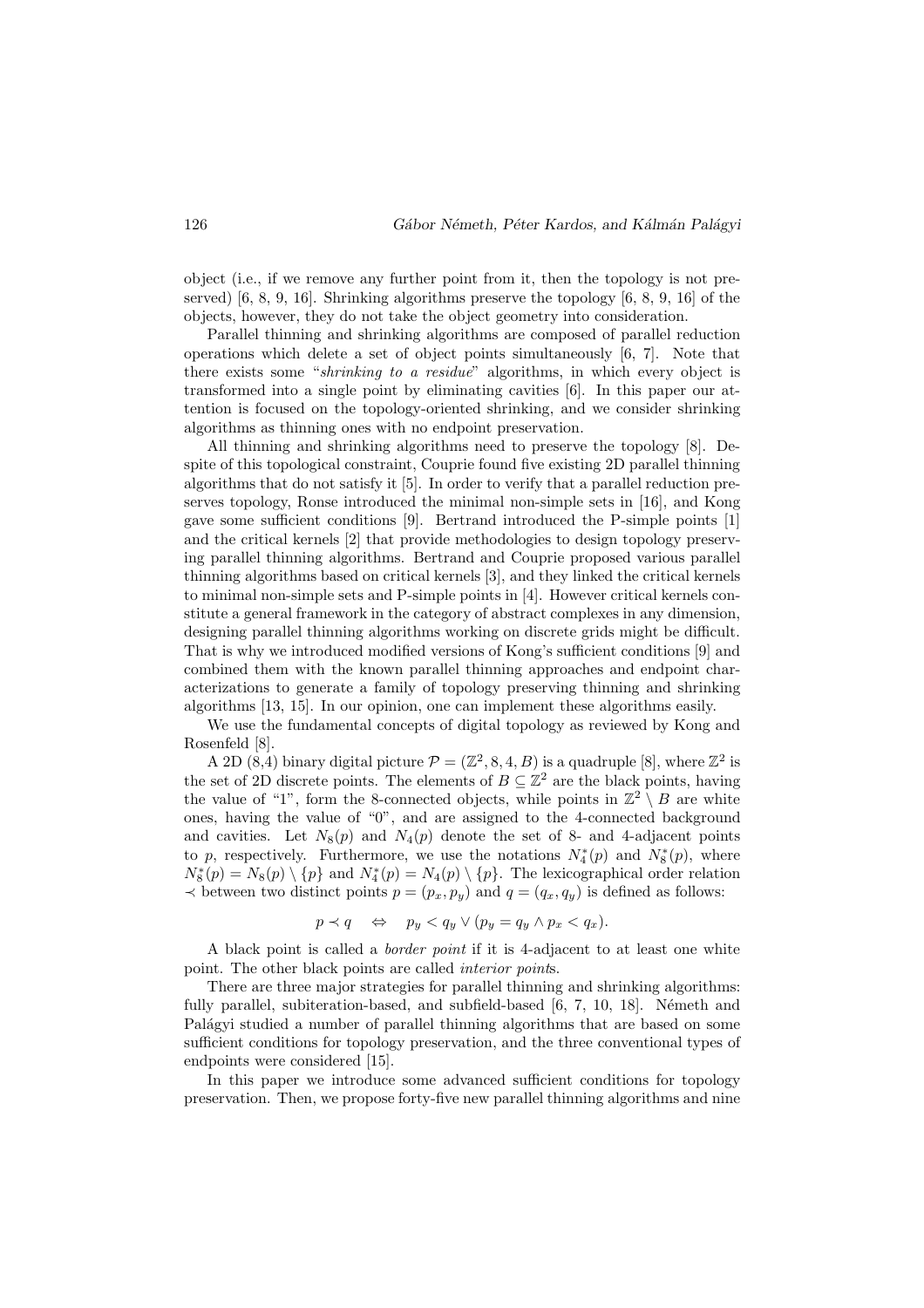object (i.e., if we remove any further point from it, then the topology is not preserved) [6, 8, 9, 16]. Shrinking algorithms preserve the topology [6, 8, 9, 16] of the objects, however, they do not take the object geometry into consideration.

Parallel thinning and shrinking algorithms are composed of parallel reduction operations which delete a set of object points simultaneously [6, 7]. Note that there exists some "*shrinking to a residue*" algorithms, in which every object is transformed into a single point by eliminating cavities [6]. In this paper our attention is focused on the topology-oriented shrinking, and we consider shrinking algorithms as thinning ones with no endpoint preservation.

All thinning and shrinking algorithms need to preserve the topology [8]. Despite of this topological constraint, Couprie found five existing 2D parallel thinning algorithms that do not satisfy it [5]. In order to verify that a parallel reduction preserves topology, Ronse introduced the minimal non-simple sets in [16], and Kong gave some sufficient conditions [9]. Bertrand introduced the P-simple points [1] and the critical kernels [2] that provide methodologies to design topology preserving parallel thinning algorithms. Bertrand and Couprie proposed various parallel thinning algorithms based on critical kernels [3], and they linked the critical kernels to minimal non-simple sets and P-simple points in [4]. However critical kernels constitute a general framework in the category of abstract complexes in any dimension, designing parallel thinning algorithms working on discrete grids might be difficult. That is why we introduced modified versions of Kong's sufficient conditions [9] and combined them with the known parallel thinning approaches and endpoint characterizations to generate a family of topology preserving thinning and shrinking algorithms [13, 15]. In our opinion, one can implement these algorithms easily.

We use the fundamental concepts of digital topology as reviewed by Kong and Rosenfeld [8].

A 2D (8,4) binary digital picture $\mathcal{P} = (\mathbb{Z}^2, 8, 4, B)$ is a quadruple [8], where $\mathbb{Z}^2$ is the set of 2D discrete points. The elements of $B \subseteq \mathbb{Z}^2$ are the black points, having the value of "1", form the 8-connected objects, while points in $\mathbb{Z}^2 \setminus B$ are white ones, having the value of "0", and are assigned to the 4-connected background and cavities. Let $N_8(p)$ and $N_4(p)$ denote the set of 8- and 4-adjacent points to $p$, respectively. Furthermore, we use the notations $N_4^*(p)$ and $N_8^*(p)$, where $N_8^*(p) = N_8(p) \setminus \{p\}$ and $N_4^*(p) = N_4(p) \setminus \{p\}$. The lexicographical order relation $\prec$ between two distinct points $p = (p_x, p_y)$ and $q = (q_x, q_y)$ is defined as follows:

$$p \prec q \quad \Leftrightarrow \quad p_y < q_y \vee (p_y = q_y \wedge p_x < q_x).$$

A black point is called a *border point* if it is 4-adjacent to at least one white point. The other black points are called *interior point*s.

There are three major strategies for parallel thinning and shrinking algorithms: fully parallel, subiteration-based, and subfield-based [6, 7, 10, 18]. Németh and Palágyi studied a number of parallel thinning algorithms that are based on some sufficient conditions for topology preservation, and the three conventional types of endpoints were considered [15].

In this paper we introduce some advanced sufficient conditions for topology preservation. Then, we propose forty-five new parallel thinning algorithms and nine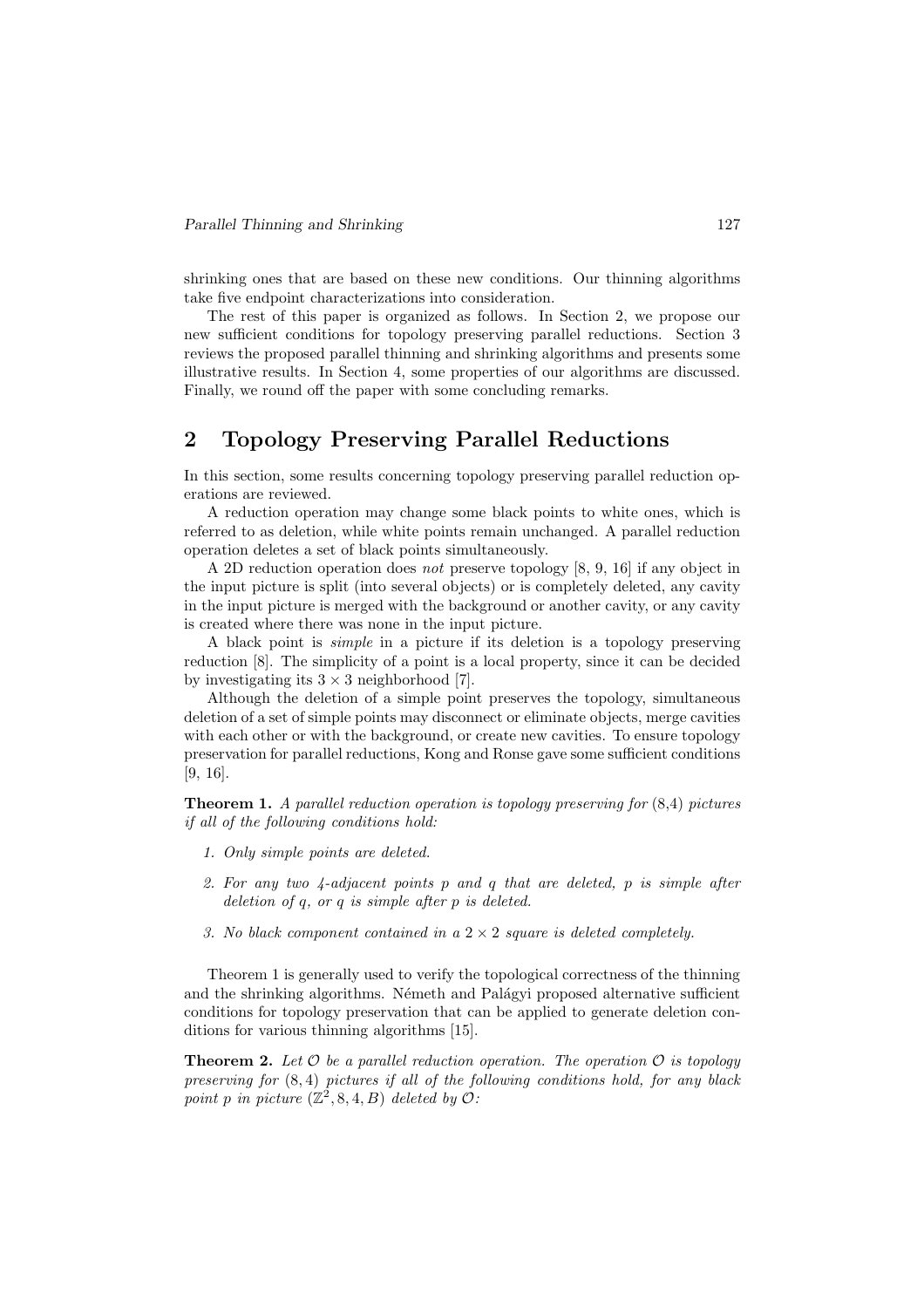shrinking ones that are based on these new conditions. Our thinning algorithms take five endpoint characterizations into consideration.

The rest of this paper is organized as follows. In Section 2, we propose our new sufficient conditions for topology preserving parallel reductions. Section 3 reviews the proposed parallel thinning and shrinking algorithms and presents some illustrative results. In Section 4, some properties of our algorithms are discussed. Finally, we round off the paper with some concluding remarks.

## 2 Topology Preserving Parallel Reductions

In this section, some results concerning topology preserving parallel reduction operations are reviewed.

A reduction operation may change some black points to white ones, which is referred to as deletion, while white points remain unchanged. A parallel reduction operation deletes a set of black points simultaneously.

A 2D reduction operation does *not* preserve topology [8, 9, 16] if any object in the input picture is split (into several objects) or is completely deleted, any cavity in the input picture is merged with the background or another cavity, or any cavity is created where there was none in the input picture.

A black point is *simple* in a picture if its deletion is a topology preserving reduction [8]. The simplicity of a point is a local property, since it can be decided by investigating its $3 \times 3$ neighborhood [7].

Although the deletion of a simple point preserves the topology, simultaneous deletion of a set of simple points may disconnect or eliminate objects, merge cavities with each other or with the background, or create new cavities. To ensure topology preservation for parallel reductions, Kong and Ronse gave some sufficient conditions [9, 16].

**Theorem 1.** *A parallel reduction operation is topology preserving for* (8,4) *pictures if all of the following conditions hold:*

1. *Only simple points are deleted.*
2. *For any two 4-adjacent points p and q that are deleted, p is simple after deletion of q, or q is simple after p is deleted.*
3. *No black component contained in a* $2 \times 2$ *square is deleted completely.*

Theorem 1 is generally used to verify the topological correctness of the thinning and the shrinking algorithms. Németh and Palágyi proposed alternative sufficient conditions for topology preservation that can be applied to generate deletion conditions for various thinning algorithms [15].

**Theorem 2.** *Let* $\mathcal{O}$ *be a parallel reduction operation. The operation* $\mathcal{O}$ *is topology preserving for* $(8,4)$ *pictures if all of the following conditions hold, for any black point p in picture* $(\mathbb{Z}^2, 8, 4, B)$ *deleted by* $\mathcal{O}$*:*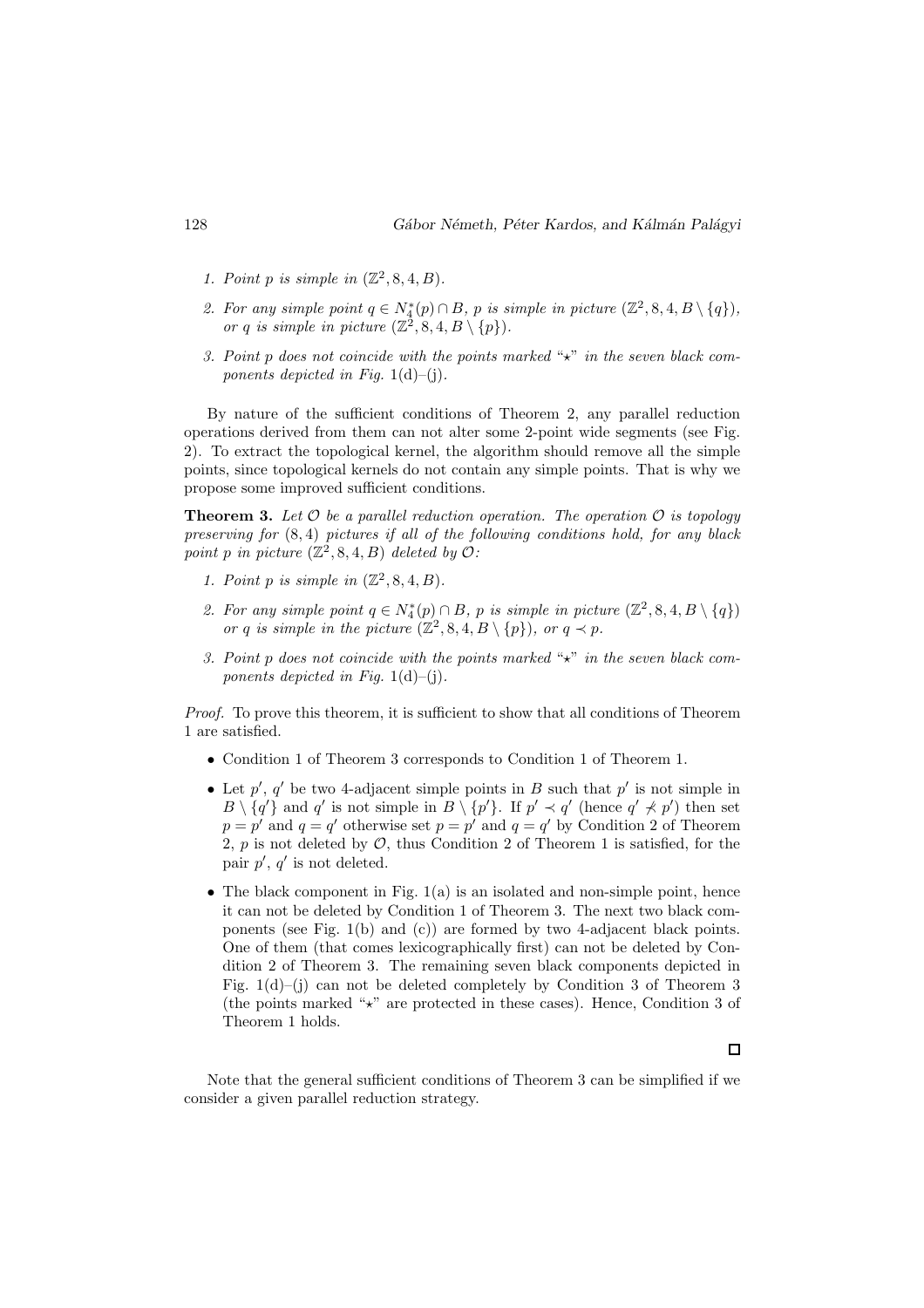1. *Point $p$ is simple in $(\mathbb{Z}^2, 8, 4, B)$.*
2. *For any simple point $q \in N_4^*(p) \cap B$, $p$ is simple in picture $(\mathbb{Z}^2, 8, 4, B \setminus \{q\})$, or $q$ is simple in picture $(\mathbb{Z}^2, 8, 4, B \setminus \{p\})$.*
3. *Point $p$ does not coincide with the points marked "$\star$" in the seven black components depicted in Fig.* 1(d)–(j).

By nature of the sufficient conditions of Theorem 2, any parallel reduction operations derived from them can not alter some 2-point wide segments (see Fig. 2). To extract the topological kernel, the algorithm should remove all the simple points, since topological kernels do not contain any simple points. That is why we propose some improved sufficient conditions.

**Theorem 3.** *Let $\mathcal{O}$ be a parallel reduction operation. The operation $\mathcal{O}$ is topology preserving for $(8, 4)$ pictures if all of the following conditions hold, for any black point $p$ in picture $(\mathbb{Z}^2, 8, 4, B)$ deleted by $\mathcal{O}$:*

1. *Point $p$ is simple in $(\mathbb{Z}^2, 8, 4, B)$.*
2. *For any simple point $q \in N_4^*(p) \cap B$, $p$ is simple in picture $(\mathbb{Z}^2, 8, 4, B \setminus \{q\})$ or $q$ is simple in the picture $(\mathbb{Z}^2, 8, 4, B \setminus \{p\})$, or $q \prec p$.*
3. *Point $p$ does not coincide with the points marked "$\star$" in the seven black components depicted in Fig.* 1(d)–(j).

*Proof.* To prove this theorem, it is sufficient to show that all conditions of Theorem 1 are satisfied.

- Condition 1 of Theorem 3 corresponds to Condition 1 of Theorem 1.
- Let $p'$, $q'$ be two 4-adjacent simple points in $B$ such that $p'$ is not simple in $B \setminus \{q'\}$ and $q'$ is not simple in $B \setminus \{p'\}$. If $p' \prec q'$ (hence $q' \not\prec p'$) then set $p = p'$ and $q = q'$ otherwise set $p = p'$ and $q = q'$ by Condition 2 of Theorem 2, $p$ is not deleted by $\mathcal{O}$, thus Condition 2 of Theorem 1 is satisfied, for the pair $p'$, $q'$ is not deleted.
- The black component in Fig. 1(a) is an isolated and non-simple point, hence it can not be deleted by Condition 1 of Theorem 3. The next two black components (see Fig. 1(b) and (c)) are formed by two 4-adjacent black points. One of them (that comes lexicographically first) can not be deleted by Condition 2 of Theorem 3. The remaining seven black components depicted in Fig. 1(d)–(j) can not be deleted completely by Condition 3 of Theorem 3 (the points marked "$\star$" are protected in these cases). Hence, Condition 3 of Theorem 1 holds.

□

Note that the general sufficient conditions of Theorem 3 can be simplified if we consider a given parallel reduction strategy.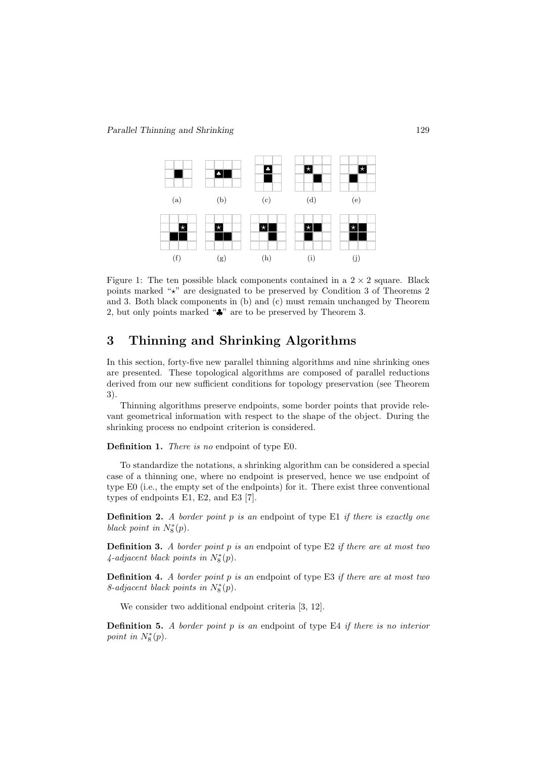(a) (b) (c) (d) (e)

(f) (g) (h) (i) (j)

Figure 1: The ten possible black components contained in a $2 \times 2$ square. Black points marked "⋆" are designated to be preserved by Condition 3 of Theorems 2 and 3. Both black components in (b) and (c) must remain unchanged by Theorem 2, but only points marked "♣" are to be preserved by Theorem 3.

# 3 Thinning and Shrinking Algorithms

In this section, forty-five new parallel thinning algorithms and nine shrinking ones are presented. These topological algorithms are composed of parallel reductions derived from our new sufficient conditions for topology preservation (see Theorem 3).

Thinning algorithms preserve endpoints, some border points that provide relevant geometrical information with respect to the shape of the object. During the shrinking process no endpoint criterion is considered.

**Definition 1.** *There is no* endpoint of type E0*.*

To standardize the notations, a shrinking algorithm can be considered a special case of a thinning one, where no endpoint is preserved, hence we use endpoint of type E0 (i.e., the empty set of the endpoints) for it. There exist three conventional types of endpoints E1, E2, and E3 [7].

**Definition 2.** *A border point p is an* endpoint of type E1 *if there is exactly one black point in* $N_8^*(p)$*.*

**Definition 3.** *A border point p is an* endpoint of type E2 *if there are at most two 4-adjacent black points in* $N_8^*(p)$*.*

**Definition 4.** *A border point p is an* endpoint of type E3 *if there are at most two 8-adjacent black points in* $N_8^*(p)$*.*

We consider two additional endpoint criteria [3, 12].

**Definition 5.** *A border point p is an* endpoint of type E4 *if there is no interior point in* $N_8^*(p)$*.*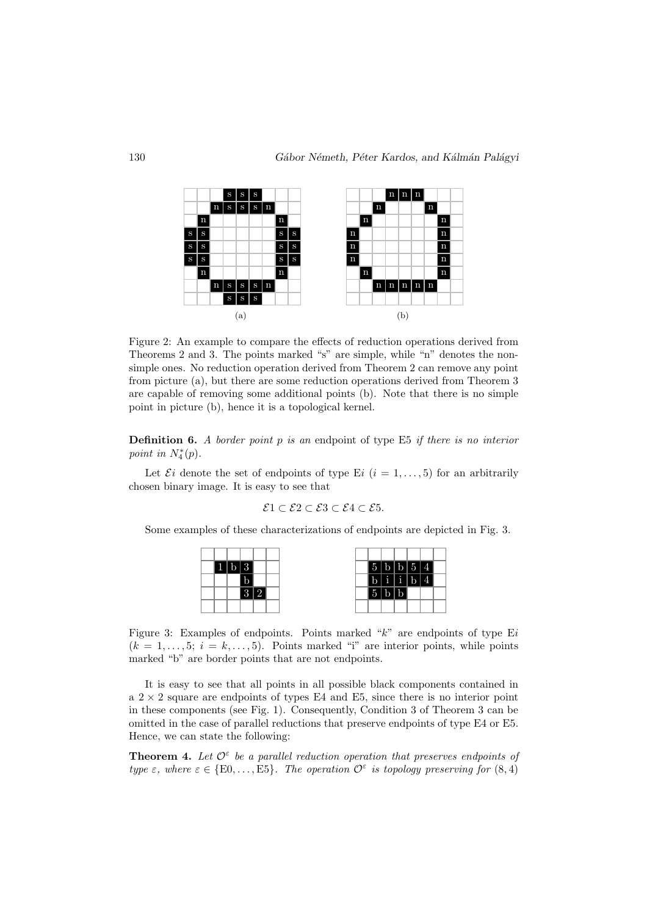Figure 2: An example to compare the effects of reduction operations derived from Theorems 2 and 3. The points marked "s" are simple, while "n" denotes the non-simple ones. No reduction operation derived from Theorem 2 can remove any point from picture (a), but there are some reduction operations derived from Theorem 3 are capable of removing some additional points (b). Note that there is no simple point in picture (b), hence it is a topological kernel.

**Definition 6.** *A border point $p$ is an* endpoint of type E5 *if there is no interior point in $N_4^*(p)$.*

Let $\mathcal{E}i$ denote the set of endpoints of type E$i$ ($i = 1, \ldots, 5$) for an arbitrarily chosen binary image. It is easy to see that

$$\mathcal{E}1 \subset \mathcal{E}2 \subset \mathcal{E}3 \subset \mathcal{E}4 \subset \mathcal{E}5.$$

Some examples of these characterizations of endpoints are depicted in Fig. 3.

Figure 3: Examples of endpoints. Points marked "$k$" are endpoints of type E$i$ ($k = 1, \ldots, 5$; $i = k, \ldots, 5$). Points marked "i" are interior points, while points marked "b" are border points that are not endpoints.

It is easy to see that all points in all possible black components contained in a $2 \times 2$ square are endpoints of types E4 and E5, since there is no interior point in these components (see Fig. 1). Consequently, Condition 3 of Theorem 3 can be omitted in the case of parallel reductions that preserve endpoints of type E4 or E5. Hence, we can state the following:

**Theorem 4.** *Let $\mathcal{O}^\varepsilon$ be a parallel reduction operation that preserves endpoints of type $\varepsilon$, where $\varepsilon \in \{\text{E0}, \ldots, \text{E5}\}$. The operation $\mathcal{O}^\varepsilon$ is topology preserving for $(8, 4)$*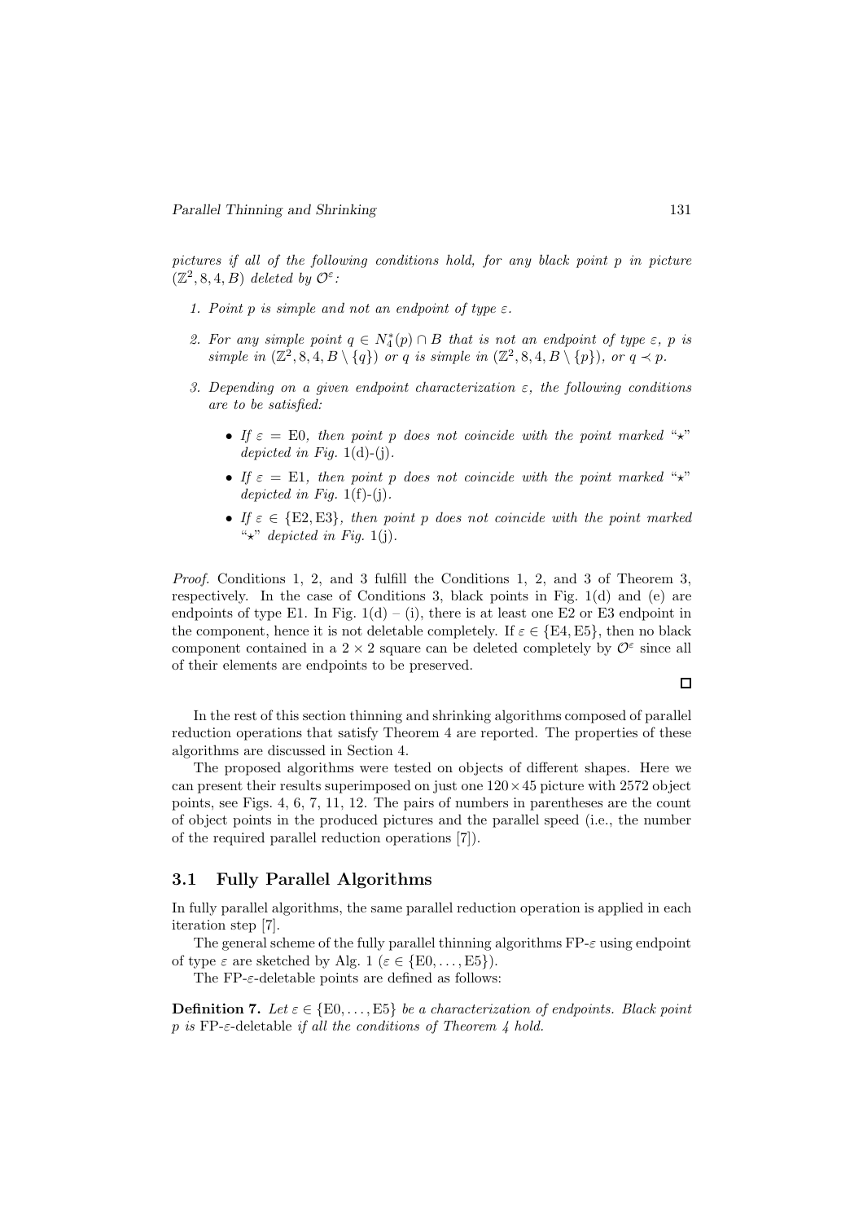*pictures if all of the following conditions hold, for any black point p in picture* $(\mathbb{Z}^2, 8, 4, B)$ *deleted by* $\mathcal{O}^\varepsilon$*:*

1. *Point p is simple and not an endpoint of type* $\varepsilon$*.*
2. *For any simple point* $q \in N_4^*(p) \cap B$ *that is not an endpoint of type* $\varepsilon$*, p is simple in* $(\mathbb{Z}^2, 8, 4, B \setminus \{q\})$ *or q is simple in* $(\mathbb{Z}^2, 8, 4, B \setminus \{p\})$*, or* $q \prec p$*.*
3. *Depending on a given endpoint characterization* $\varepsilon$*, the following conditions are to be satisfied:*
   - *If* $\varepsilon = \text{E0}$*, then point p does not coincide with the point marked "⋆" depicted in Fig.* 1(d)-(j)*.*
   - *If* $\varepsilon = \text{E1}$*, then point p does not coincide with the point marked "⋆" depicted in Fig.* 1(f)-(j)*.*
   - *If* $\varepsilon \in \{\text{E2}, \text{E3}\}$*, then point p does not coincide with the point marked "⋆" depicted in Fig.* 1(j)*.*

*Proof.* Conditions 1, 2, and 3 fulfill the Conditions 1, 2, and 3 of Theorem 3, respectively. In the case of Conditions 3, black points in Fig. 1(d) and (e) are endpoints of type E1. In Fig. 1(d) – (i), there is at least one E2 or E3 endpoint in the component, hence it is not deletable completely. If $\varepsilon \in \{\text{E4}, \text{E5}\}$, then no black component contained in a $2 \times 2$ square can be deleted completely by $\mathcal{O}^\varepsilon$ since all of their elements are endpoints to be preserved. □

In the rest of this section thinning and shrinking algorithms composed of parallel reduction operations that satisfy Theorem 4 are reported. The properties of these algorithms are discussed in Section 4.

The proposed algorithms were tested on objects of different shapes. Here we can present their results superimposed on just one $120 \times 45$ picture with 2572 object points, see Figs. 4, 6, 7, 11, 12. The pairs of numbers in parentheses are the count of object points in the produced pictures and the parallel speed (i.e., the number of the required parallel reduction operations [7]).

### 3.1 Fully Parallel Algorithms

In fully parallel algorithms, the same parallel reduction operation is applied in each iteration step [7].

The general scheme of the fully parallel thinning algorithms FP-$\varepsilon$ using endpoint of type $\varepsilon$ are sketched by Alg. 1 ($\varepsilon \in \{\text{E0}, \dots, \text{E5}\}$).

The FP-$\varepsilon$-deletable points are defined as follows:

**Definition 7.** *Let* $\varepsilon \in \{\text{E0}, \dots, \text{E5}\}$ *be a characterization of endpoints. Black point p is* FP-$\varepsilon$-deletable *if all the conditions of Theorem 4 hold.*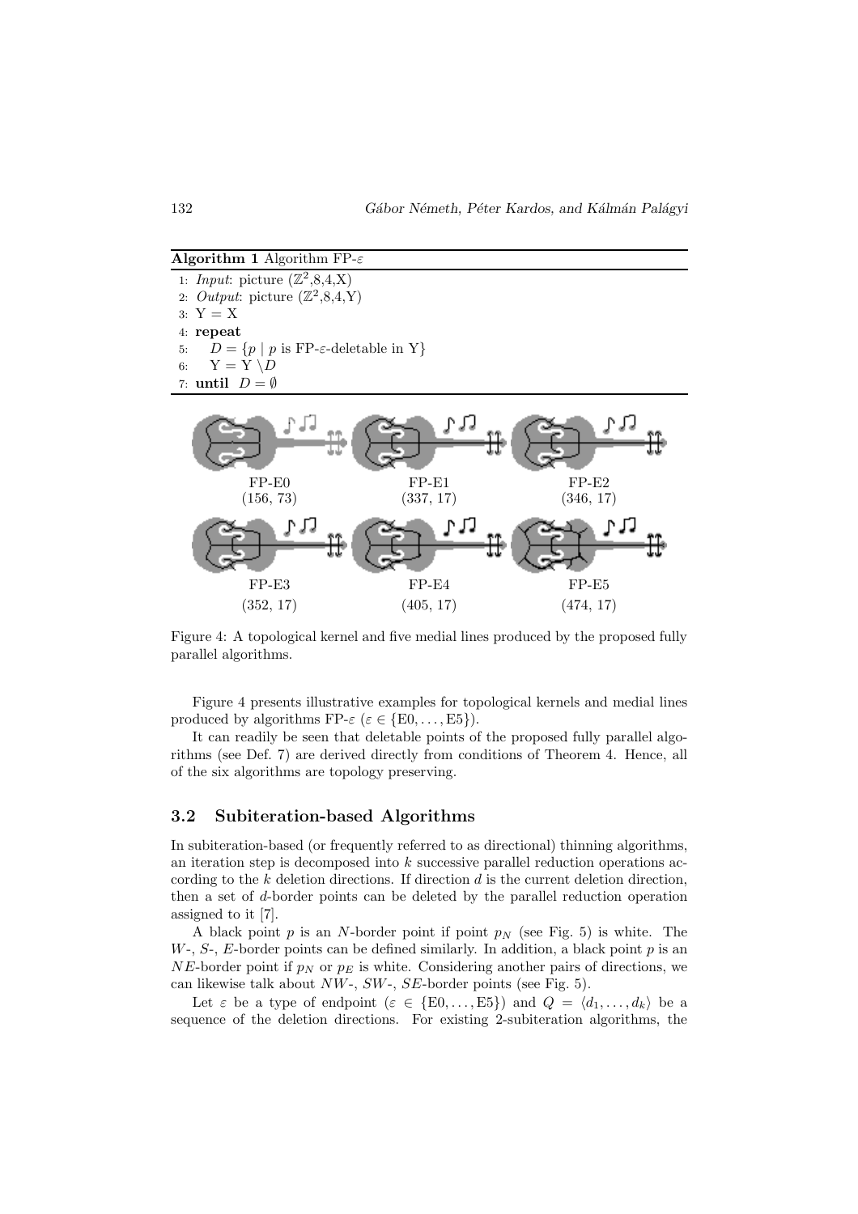**Algorithm 1** Algorithm FP-$\varepsilon$

```
1: Input: picture (Z^2,8,4,X)
2: Output: picture (Z^2,8,4,Y)
3: Y = X
4: repeat
5:    D = {p | p is FP-ε-deletable in Y}
6:    Y = Y \ D
7: until D = ∅
```

FP-E0 (156, 73) FP-E1 (337, 17) FP-E2 (346, 17)

FP-E3 (352, 17) FP-E4 (405, 17) FP-E5 (474, 17)

Figure 4: A topological kernel and five medial lines produced by the proposed fully parallel algorithms.

Figure 4 presents illustrative examples for topological kernels and medial lines produced by algorithms FP-$\varepsilon$ ($\varepsilon \in \{\text{E0}, \ldots, \text{E5}\}$).

It can readily be seen that deletable points of the proposed fully parallel algorithms (see Def. 7) are derived directly from conditions of Theorem 4. Hence, all of the six algorithms are topology preserving.

### 3.2 Subiteration-based Algorithms

In subiteration-based (or frequently referred to as directional) thinning algorithms, an iteration step is decomposed into $k$ successive parallel reduction operations according to the $k$ deletion directions. If direction $d$ is the current deletion direction, then a set of $d$-border points can be deleted by the parallel reduction operation assigned to it [7].

A black point $p$ is an $N$-border point if point $p_N$ (see Fig. 5) is white. The $W$-, $S$-, $E$-border points can be defined similarly. In addition, a black point $p$ is an $NE$-border point if $p_N$ or $p_E$ is white. Considering another pairs of directions, we can likewise talk about $NW$-, $SW$-, $SE$-border points (see Fig. 5).

Let $\varepsilon$ be a type of endpoint ($\varepsilon \in \{\text{E0}, \ldots, \text{E5}\}$) and $Q = \langle d_1, \ldots, d_k \rangle$ be a sequence of the deletion directions. For existing 2-subiteration algorithms, the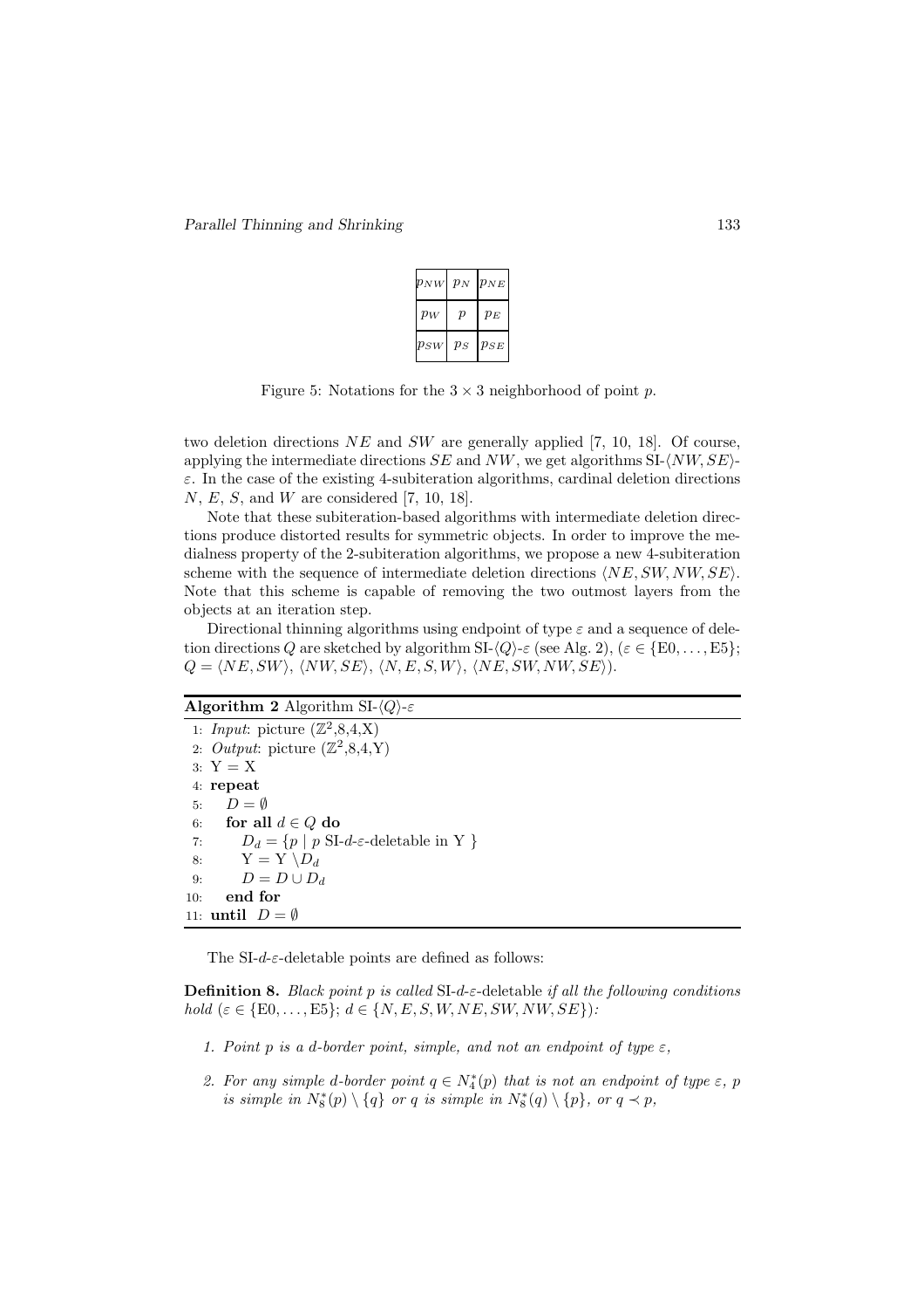| $p_{NW}$ | $p_N$ | $p_{NE}$ |
|---|---|---|
| $p_W$ | $p$ | $p_E$ |
| $p_{SW}$ | $p_S$ | $p_{SE}$ |

Figure 5: Notations for the $3 \times 3$ neighborhood of point $p$.

two deletion directions $NE$ and $SW$ are generally applied [7, 10, 18]. Of course, applying the intermediate directions $SE$ and $NW$, we get algorithms SI-$\langle NW, SE\rangle$-$\varepsilon$. In the case of the existing 4-subiteration algorithms, cardinal deletion directions $N$, $E$, $S$, and $W$ are considered [7, 10, 18].

Note that these subiteration-based algorithms with intermediate deletion directions produce distorted results for symmetric objects. In order to improve the medialness property of the 2-subiteration algorithms, we propose a new 4-subiteration scheme with the sequence of intermediate deletion directions $\langle NE, SW, NW, SE\rangle$. Note that this scheme is capable of removing the two outmost layers from the objects at an iteration step.

Directional thinning algorithms using endpoint of type $\varepsilon$ and a sequence of deletion directions $Q$ are sketched by algorithm SI-$\langle Q\rangle$-$\varepsilon$ (see Alg. 2), ($\varepsilon \in \{\text{E0}, \ldots, \text{E5}\}$; $Q = \langle N E, SW\rangle$, $\langle NW, SE\rangle$, $\langle N, E, S, W\rangle$, $\langle NE, SW, NW, SE\rangle$).

**Algorithm 2** Algorithm SI-$\langle Q\rangle$-$\varepsilon$

```
 1: Input: picture (Z^2,8,4,X)
 2: Output: picture (Z^2,8,4,Y)
 3: Y = X
 4: repeat
 5:    D = ∅
 6:    for all d ∈ Q do
 7:       D_d = {p | p SI-d-ε-deletable in Y }
 8:       Y = Y \ D_d
 9:       D = D ∪ D_d
10:    end for
11: until D = ∅
```

The SI-$d$-$\varepsilon$-deletable points are defined as follows:

**Definition 8.** *Black point $p$ is called* SI-$d$-$\varepsilon$-deletable *if all the following conditions hold ($\varepsilon \in \{\text{E0}, \ldots, \text{E5}\}$; $d \in \{N, E, S, W, NE, SW, NW, SE\}$):*

1. *Point $p$ is a $d$-border point, simple, and not an endpoint of type $\varepsilon$,*
2. *For any simple $d$-border point $q \in N_4^*(p)$ that is not an endpoint of type $\varepsilon$, $p$ is simple in $N_8^*(p) \setminus \{q\}$ or $q$ is simple in $N_8^*(q) \setminus \{p\}$, or $q \prec p$,*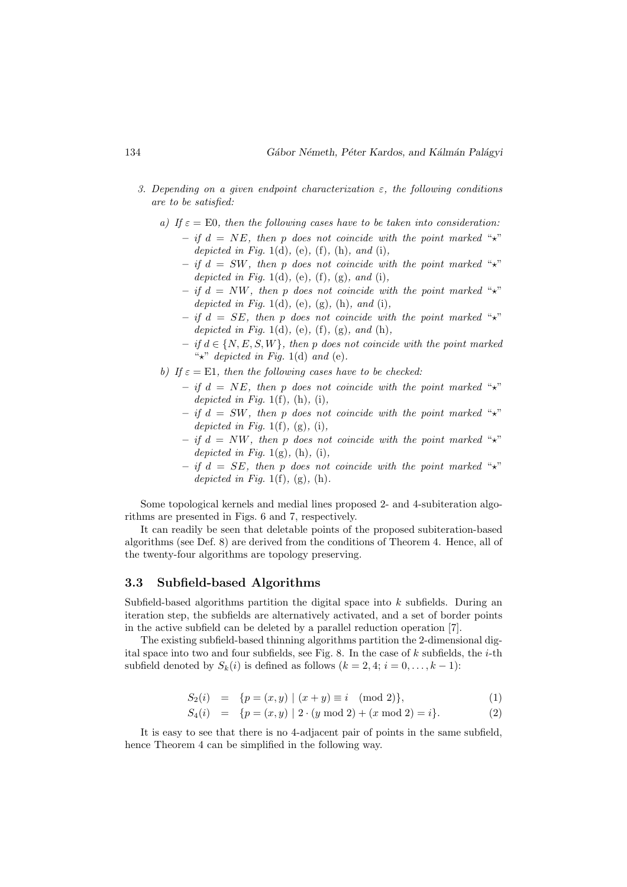3. *Depending on a given endpoint characterization $\varepsilon$, the following conditions are to be satisfied:*

   a) *If $\varepsilon = \mathrm{E0}$, then the following cases have to be taken into consideration:*
      - *if $d = NE$, then $p$ does not coincide with the point marked "$\star$" depicted in Fig.* 1(d), (e), (f), (h), *and* (i),
      - *if $d = SW$, then $p$ does not coincide with the point marked "$\star$" depicted in Fig.* 1(d), (e), (f), (g), *and* (i),
      - *if $d = NW$, then $p$ does not coincide with the point marked "$\star$" depicted in Fig.* 1(d), (e), (g), (h), *and* (i),
      - *if $d = SE$, then $p$ does not coincide with the point marked "$\star$" depicted in Fig.* 1(d), (e), (f), (g), *and* (h),
      - *if $d \in \{N, E, S, W\}$, then $p$ does not coincide with the point marked "$\star$" depicted in Fig.* 1(d) *and* (e).

   b) *If $\varepsilon = \mathrm{E1}$, then the following cases have to be checked:*
      - *if $d = NE$, then $p$ does not coincide with the point marked "$\star$" depicted in Fig.* 1(f), (h), (i),
      - *if $d = SW$, then $p$ does not coincide with the point marked "$\star$" depicted in Fig.* 1(f), (g), (i),
      - *if $d = NW$, then $p$ does not coincide with the point marked "$\star$" depicted in Fig.* 1(g), (h), (i),
      - *if $d = SE$, then $p$ does not coincide with the point marked "$\star$" depicted in Fig.* 1(f), (g), (h).

Some topological kernels and medial lines proposed 2- and 4-subiteration algorithms are presented in Figs. 6 and 7, respectively.

It can readily be seen that deletable points of the proposed subiteration-based algorithms (see Def. 8) are derived from the conditions of Theorem 4. Hence, all of the twenty-four algorithms are topology preserving.

### 3.3 Subfield-based Algorithms

Subfield-based algorithms partition the digital space into $k$ subfields. During an iteration step, the subfields are alternatively activated, and a set of border points in the active subfield can be deleted by a parallel reduction operation [7].

The existing subfield-based thinning algorithms partition the 2-dimensional digital space into two and four subfields, see Fig. 8. In the case of $k$ subfields, the $i$-th subfield denoted by $S_k(i)$ is defined as follows ($k = 2, 4$; $i = 0, \ldots, k-1$):

$$S_2(i) = \{p = (x, y) \mid (x + y) \equiv i \pmod{2}\}, \tag{1}$$

$$S_4(i) = \{p = (x, y) \mid 2 \cdot (y \bmod 2) + (x \bmod 2) = i\}. \tag{2}$$

It is easy to see that there is no 4-adjacent pair of points in the same subfield, hence Theorem 4 can be simplified in the following way.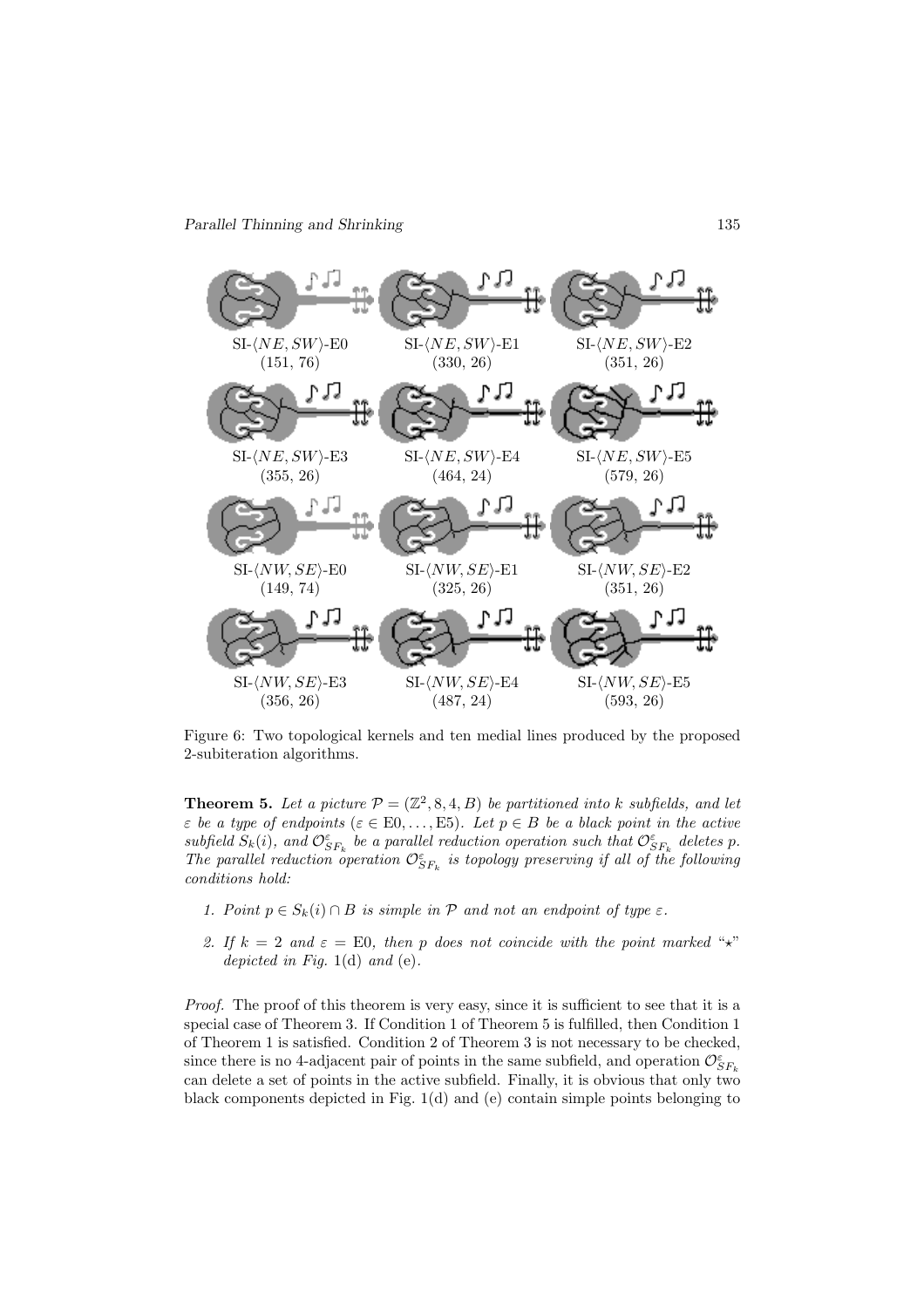SI-$\langle NE, SW \rangle$-E0
(151, 76)

SI-$\langle NE, SW \rangle$-E1
(330, 26)

SI-$\langle NE, SW \rangle$-E2
(351, 26)

SI-$\langle NE, SW \rangle$-E3
(355, 26)

SI-$\langle NE, SW \rangle$-E4
(464, 24)

SI-$\langle NE, SW \rangle$-E5
(579, 26)

SI-$\langle NW, SE \rangle$-E0
(149, 74)

SI-$\langle NW, SE \rangle$-E1
(325, 26)

SI-$\langle NW, SE \rangle$-E2
(351, 26)

SI-$\langle NW, SE \rangle$-E3
(356, 26)

SI-$\langle NW, SE \rangle$-E4
(487, 24)

SI-$\langle NW, SE \rangle$-E5
(593, 26)

Figure 6: Two topological kernels and ten medial lines produced by the proposed 2-subiteration algorithms.

**Theorem 5.** *Let a picture $\mathcal{P} = (\mathbb{Z}^2, 8, 4, B)$ be partitioned into $k$ subfields, and let $\varepsilon$ be a type of endpoints ($\varepsilon \in$ E0, ..., E5). Let $p \in B$ be a black point in the active subfield $S_k(i)$, and $\mathcal{O}^{\varepsilon}_{SF_k}$ be a parallel reduction operation such that $\mathcal{O}^{\varepsilon}_{SF_k}$ deletes $p$. The parallel reduction operation $\mathcal{O}^{\varepsilon}_{SF_k}$ is topology preserving if all of the following conditions hold:*

1. *Point $p \in S_k(i) \cap B$ is simple in $\mathcal{P}$ and not an endpoint of type $\varepsilon$.*
2. *If $k = 2$ and $\varepsilon =$ E0, then $p$ does not coincide with the point marked "$\star$" depicted in Fig. 1(d) and (e).*

*Proof.* The proof of this theorem is very easy, since it is sufficient to see that it is a special case of Theorem 3. If Condition 1 of Theorem 5 is fulfilled, then Condition 1 of Theorem 1 is satisfied. Condition 2 of Theorem 3 is not necessary to be checked, since there is no 4-adjacent pair of points in the same subfield, and operation $\mathcal{O}^{\varepsilon}_{SF_k}$ can delete a set of points in the active subfield. Finally, it is obvious that only two black components depicted in Fig. 1(d) and (e) contain simple points belonging to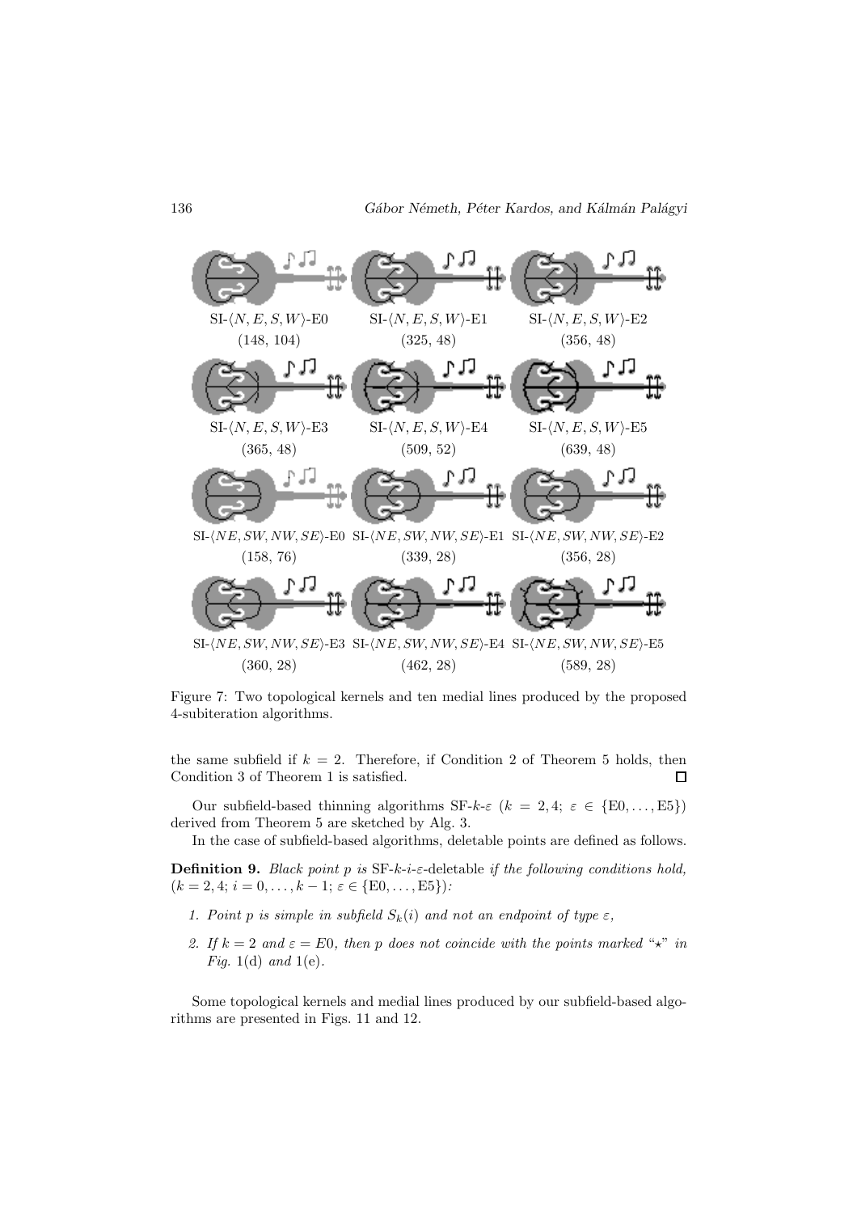SI-$\langle N, E, S, W \rangle$-E0 (148, 104) SI-$\langle N, E, S, W \rangle$-E1 (325, 48) SI-$\langle N, E, S, W \rangle$-E2 (356, 48)

SI-$\langle N, E, S, W \rangle$-E3 (365, 48) SI-$\langle N, E, S, W \rangle$-E4 (509, 52) SI-$\langle N, E, S, W \rangle$-E5 (639, 48)

SI-$\langle NE, SW, NW, SE \rangle$-E0 (158, 76) SI-$\langle NE, SW, NW, SE \rangle$-E1 (339, 28) SI-$\langle NE, SW, NW, SE \rangle$-E2 (356, 28)

SI-$\langle NE, SW, NW, SE \rangle$-E3 (360, 28) SI-$\langle NE, SW, NW, SE \rangle$-E4 (462, 28) SI-$\langle NE, SW, NW, SE \rangle$-E5 (589, 28)

Figure 7: Two topological kernels and ten medial lines produced by the proposed 4-subiteration algorithms.

the same subfield if $k = 2$. Therefore, if Condition 2 of Theorem 5 holds, then Condition 3 of Theorem 1 is satisfied. □

Our subfield-based thinning algorithms SF-$k$-$\varepsilon$ ($k = 2, 4$; $\varepsilon \in \{\text{E0}, \dots, \text{E5}\}$) derived from Theorem 5 are sketched by Alg. 3.

In the case of subfield-based algorithms, deletable points are defined as follows.

**Definition 9.** *Black point $p$ is* SF-$k$-$i$-$\varepsilon$-deletable *if the following conditions hold, ($k = 2, 4$; $i = 0, \dots, k-1$; $\varepsilon \in \{\text{E0}, \dots, \text{E5}\}$):*

1. *Point $p$ is simple in subfield $S_k(i)$ and not an endpoint of type $\varepsilon$,*
2. *If $k = 2$ and $\varepsilon = E0$, then $p$ does not coincide with the points marked "$\star$" in Fig.* 1(d) *and* 1(e)*.*

Some topological kernels and medial lines produced by our subfield-based algorithms are presented in Figs. 11 and 12.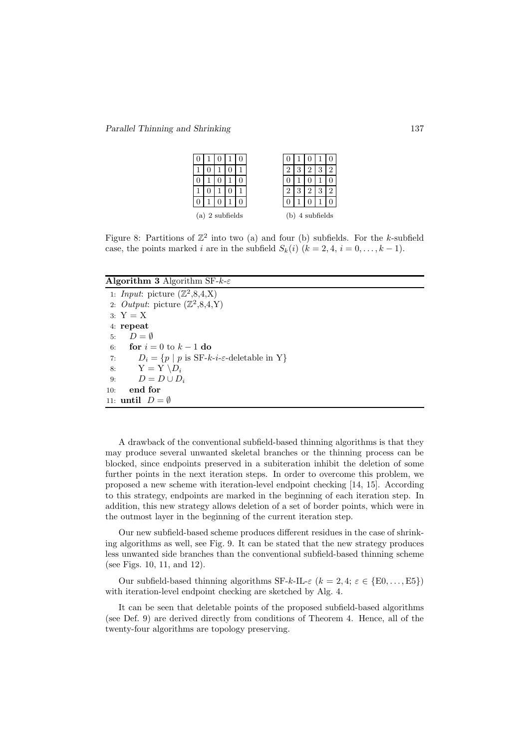| 0 | 1 | 0 | 1 | 0 |
|---|---|---|---|---|
| 1 | 0 | 1 | 0 | 1 |
| 0 | 1 | 0 | 1 | 0 |
| 1 | 0 | 1 | 0 | 1 |
| 0 | 1 | 0 | 1 | 0 |

(a) 2 subfields

| 0 | 1 | 0 | 1 | 0 |
|---|---|---|---|---|
| 2 | 3 | 2 | 3 | 2 |
| 0 | 1 | 0 | 1 | 0 |
| 2 | 3 | 2 | 3 | 2 |
| 0 | 1 | 0 | 1 | 0 |

(b) 4 subfields

Figure 8: Partitions of $\mathbb{Z}^2$ into two (a) and four (b) subfields. For the $k$-subfield case, the points marked $i$ are in the subfield $S_k(i)$ ($k = 2, 4$, $i = 0, \ldots, k-1$).

**Algorithm 3** Algorithm SF-$k$-$\varepsilon$

```
1: Input: picture (Z^2,8,4,X)
2: Output: picture (Z^2,8,4,Y)
3: Y = X
4: repeat
5:    D = ∅
6:    for i = 0 to k − 1 do
7:       D_i = {p | p is SF-k-i-ε-deletable in Y}
8:       Y = Y \ D_i
9:       D = D ∪ D_i
10:   end for
11: until D = ∅
```

A drawback of the conventional subfield-based thinning algorithms is that they may produce several unwanted skeletal branches or the thinning process can be blocked, since endpoints preserved in a subiteration inhibit the deletion of some further points in the next iteration steps. In order to overcome this problem, we proposed a new scheme with iteration-level endpoint checking [14, 15]. According to this strategy, endpoints are marked in the beginning of each iteration step. In addition, this new strategy allows deletion of a set of border points, which were in the outmost layer in the beginning of the current iteration step.

Our new subfield-based scheme produces different residues in the case of shrinking algorithms as well, see Fig. 9. It can be stated that the new strategy produces less unwanted side branches than the conventional subfield-based thinning scheme (see Figs. 10, 11, and 12).

Our subfield-based thinning algorithms SF-$k$-IL-$\varepsilon$ ($k = 2, 4$; $\varepsilon \in \{\text{E0}, \ldots, \text{E5}\}$) with iteration-level endpoint checking are sketched by Alg. 4.

It can be seen that deletable points of the proposed subfield-based algorithms (see Def. 9) are derived directly from conditions of Theorem 4. Hence, all of the twenty-four algorithms are topology preserving.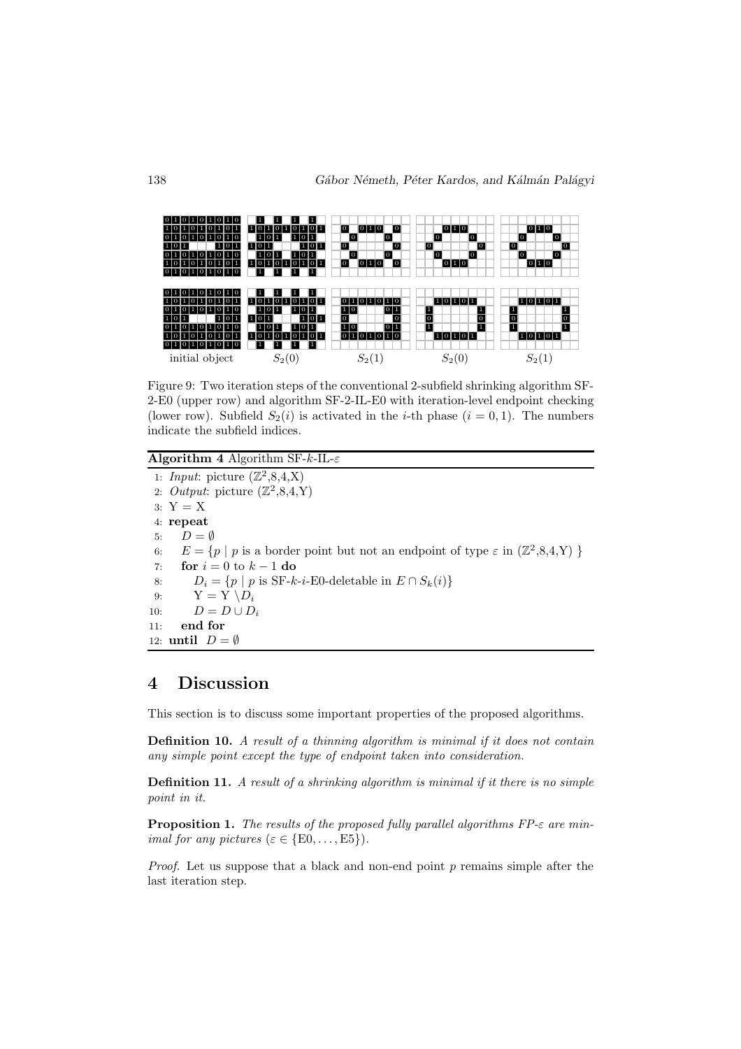Figure 9: Two iteration steps of the conventional 2-subfield shrinking algorithm SF-2-E0 (upper row) and algorithm SF-2-IL-E0 with iteration-level endpoint checking (lower row). Subfield $S_2(i)$ is activated in the $i$-th phase ($i = 0, 1$). The numbers indicate the subfield indices.

**Algorithm 4** Algorithm SF-$k$-IL-$\varepsilon$

```
1:  Input: picture (Z^2,8,4,X)
2:  Output: picture (Z^2,8,4,Y)
3:  Y = X
4:  repeat
5:     D = ∅
6:     E = {p | p is a border point but not an endpoint of type ε in (Z^2,8,4,Y) }
7:     for i = 0 to k − 1 do
8:        D_i = {p | p is SF-k-i-E0-deletable in E ∩ S_k(i)}
9:        Y = Y \ D_i
10:       D = D ∪ D_i
11:    end for
12: until D = ∅
```

# 4 Discussion

This section is to discuss some important properties of the proposed algorithms.

**Definition 10.** *A result of a thinning algorithm is minimal if it does not contain any simple point except the type of endpoint taken into consideration.*

**Definition 11.** *A result of a shrinking algorithm is minimal if it there is no simple point in it.*

**Proposition 1.** *The results of the proposed fully parallel algorithms FP-$\varepsilon$ are minimal for any pictures ($\varepsilon \in \{$E0, ..., E5$\}$).*

*Proof.* Let us suppose that a black and non-end point $p$ remains simple after the last iteration step.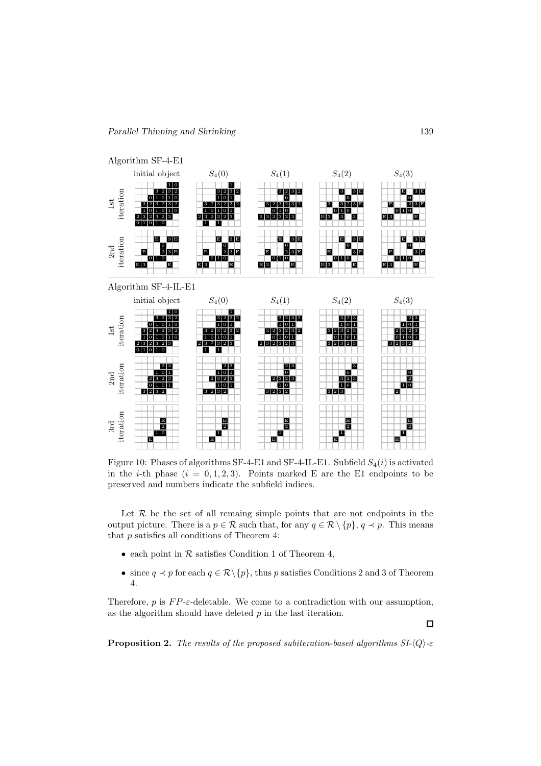Algorithm SF-4-E1

Algorithm SF-4-IL-E1

Figure 10: Phases of algorithms SF-4-E1 and SF-4-IL-E1. Subfield $S_4(i)$ is activated in the $i$-th phase ($i = 0, 1, 2, 3$). Points marked E are the E1 endpoints to be preserved and numbers indicate the subfield indices.

Let $\mathcal{R}$ be the set of all remaing simple points that are not endpoints in the output picture. There is a $p \in \mathcal{R}$ such that, for any $q \in \mathcal{R} \setminus \{p\}$, $q \prec p$. This means that $p$ satisfies all conditions of Theorem 4:

- each point in $\mathcal{R}$ satisfies Condition 1 of Theorem 4,
- since $q \prec p$ for each $q \in \mathcal{R} \setminus \{p\}$, thus $p$ satisfies Conditions 2 and 3 of Theorem 4.

Therefore, $p$ is $FP$-$\varepsilon$-deletable. We come to a contradiction with our assumption, as the algorithm should have deleted $p$ in the last iteration.

□

**Proposition 2.** *The results of the proposed subiteration-based algorithms SI-$\langle Q \rangle$-$\varepsilon$*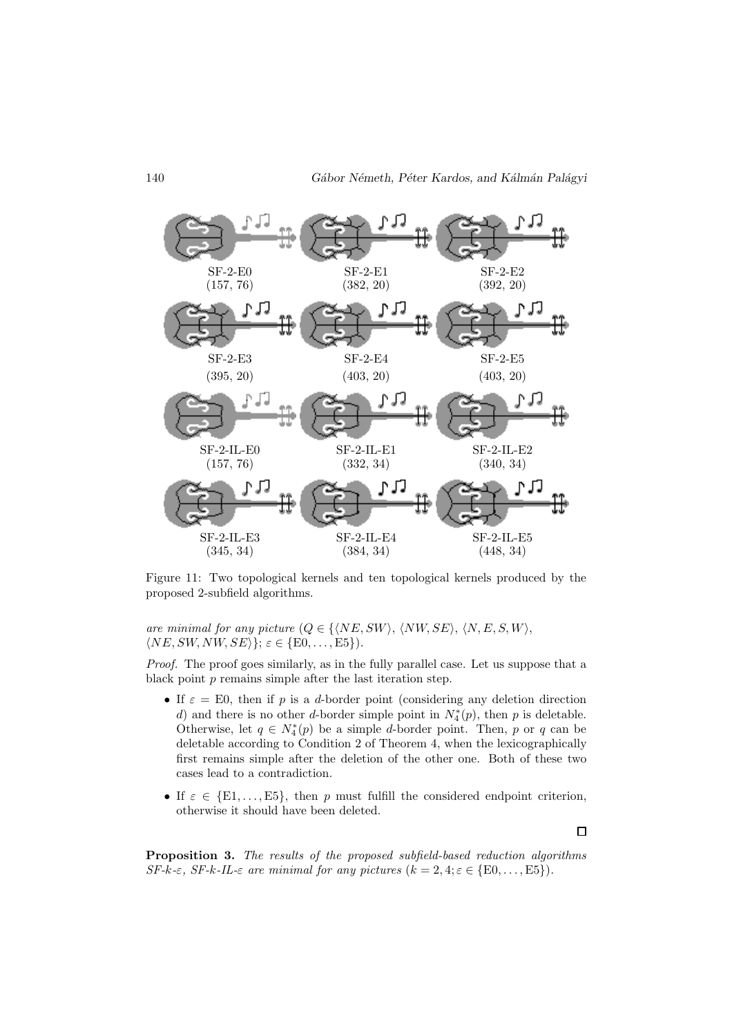SF-2-E0
(157, 76)

SF-2-E1
(382, 20)

SF-2-E2
(392, 20)

SF-2-E3
(395, 20)

SF-2-E4
(403, 20)

SF-2-E5
(403, 20)

SF-2-IL-E0
(157, 76)

SF-2-IL-E1
(332, 34)

SF-2-IL-E2
(340, 34)

SF-2-IL-E3
(345, 34)

SF-2-IL-E4
(384, 34)

SF-2-IL-E5
(448, 34)

Figure 11: Two topological kernels and ten topological kernels produced by the proposed 2-subfield algorithms.

*are minimal for any picture* ($Q \in \{\langle NE, SW\rangle, \langle NW, SE\rangle, \langle N, E, S, W\rangle, \langle NE, SW, NW, SE\rangle\}$; $\varepsilon \in \{\text{E0}, \ldots, \text{E5}\}$).

*Proof.* The proof goes similarly, as in the fully parallel case. Let us suppose that a black point $p$ remains simple after the last iteration step.

- If $\varepsilon = \text{E0}$, then if $p$ is a $d$-border point (considering any deletion direction $d$) and there is no other $d$-border simple point in $N_4^*(p)$, then $p$ is deletable. Otherwise, let $q \in N_4^*(p)$ be a simple $d$-border point. Then, $p$ or $q$ can be deletable according to Condition 2 of Theorem 4, when the lexicographically first remains simple after the deletion of the other one. Both of these two cases lead to a contradiction.
- If $\varepsilon \in \{\text{E1}, \ldots, \text{E5}\}$, then $p$ must fulfill the considered endpoint criterion, otherwise it should have been deleted.

$\square$

**Proposition 3.** *The results of the proposed subfield-based reduction algorithms SF-$k$-$\varepsilon$, SF-$k$-IL-$\varepsilon$ are minimal for any pictures* ($k = 2, 4; \varepsilon \in \{\text{E0}, \ldots, \text{E5}\}$).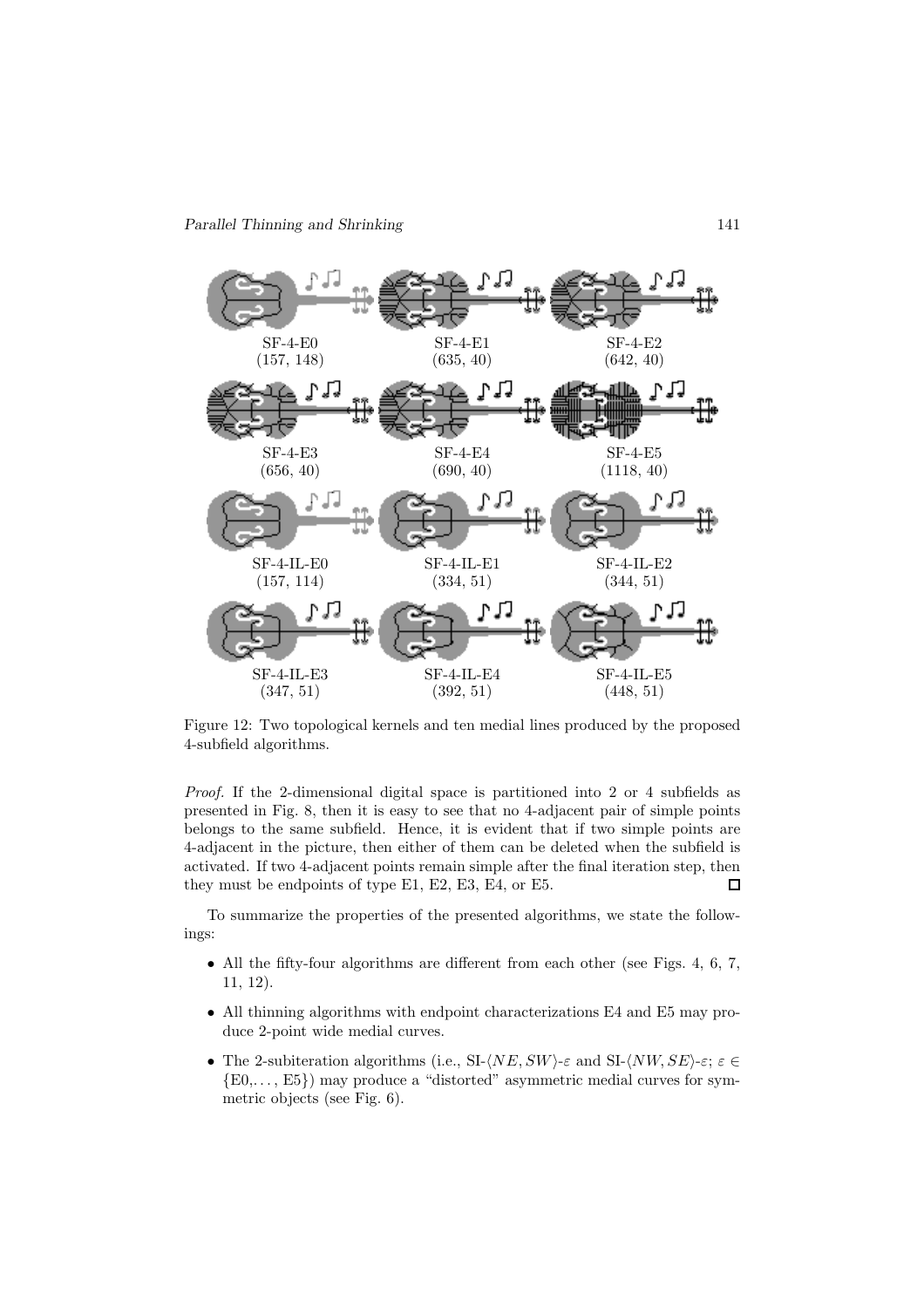SF-4-E0 (157, 148) | SF-4-E1 (635, 40) | SF-4-E2 (642, 40)

SF-4-E3 (656, 40) | SF-4-E4 (690, 40) | SF-4-E5 (1118, 40)

SF-4-IL-E0 (157, 114) | SF-4-IL-E1 (334, 51) | SF-4-IL-E2 (344, 51)

SF-4-IL-E3 (347, 51) | SF-4-IL-E4 (392, 51) | SF-4-IL-E5 (448, 51)

Figure 12: Two topological kernels and ten medial lines produced by the proposed 4-subfield algorithms.

*Proof.* If the 2-dimensional digital space is partitioned into 2 or 4 subfields as presented in Fig. 8, then it is easy to see that no 4-adjacent pair of simple points belongs to the same subfield. Hence, it is evident that if two simple points are 4-adjacent in the picture, then either of them can be deleted when the subfield is activated. If two 4-adjacent points remain simple after the final iteration step, then they must be endpoints of type E1, E2, E3, E4, or E5. □

To summarize the properties of the presented algorithms, we state the followings:

- All the fifty-four algorithms are different from each other (see Figs. 4, 6, 7, 11, 12).
- All thinning algorithms with endpoint characterizations E4 and E5 may produce 2-point wide medial curves.
- The 2-subiteration algorithms (i.e., SI-$\langle NE, SW\rangle$-$\varepsilon$ and SI-$\langle NW, SE\rangle$-$\varepsilon$; $\varepsilon \in \{\text{E0}, \ldots, \text{E5}\}$) may produce a "distorted" asymmetric medial curves for symmetric objects (see Fig. 6).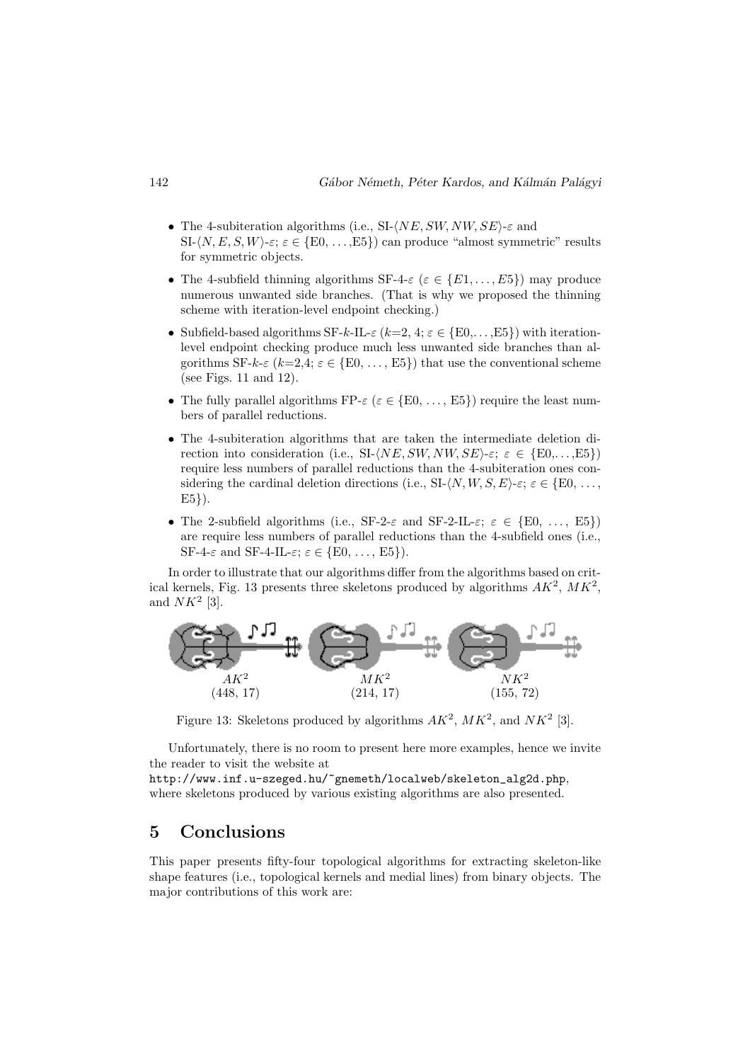- The 4-subiteration algorithms (i.e., SI-$\langle NE, SW, NW, SE\rangle$-$\varepsilon$ and SI-$\langle N, E, S, W\rangle$-$\varepsilon$; $\varepsilon \in$ {E0, ...,E5}) can produce "almost symmetric" results for symmetric objects.
- The 4-subfield thinning algorithms SF-4-$\varepsilon$ ($\varepsilon \in \{E1, \ldots, E5\}$) may produce numerous unwanted side branches. (That is why we proposed the thinning scheme with iteration-level endpoint checking.)
- Subfield-based algorithms SF-$k$-IL-$\varepsilon$ ($k$=2, 4; $\varepsilon \in$ {E0,...,E5}) with iteration-level endpoint checking produce much less unwanted side branches than algorithms SF-$k$-$\varepsilon$ ($k$=2,4; $\varepsilon \in$ {E0, ..., E5}) that use the conventional scheme (see Figs. 11 and 12).
- The fully parallel algorithms FP-$\varepsilon$ ($\varepsilon \in$ {E0, ..., E5}) require the least numbers of parallel reductions.
- The 4-subiteration algorithms that are taken the intermediate deletion direction into consideration (i.e., SI-$\langle NE, SW, NW, SE\rangle$-$\varepsilon$; $\varepsilon \in$ {E0,...,E5}) require less numbers of parallel reductions than the 4-subiteration ones considering the cardinal deletion directions (i.e., SI-$\langle N, W, S, E\rangle$-$\varepsilon$; $\varepsilon \in$ {E0, ..., E5}).
- The 2-subfield algorithms (i.e., SF-2-$\varepsilon$ and SF-2-IL-$\varepsilon$; $\varepsilon \in$ {E0, ..., E5}) are require less numbers of parallel reductions than the 4-subfield ones (i.e., SF-4-$\varepsilon$ and SF-4-IL-$\varepsilon$; $\varepsilon \in$ {E0, ..., E5}).

In order to illustrate that our algorithms differ from the algorithms based on critical kernels, Fig. 13 presents three skeletons produced by algorithms $AK^2$, $MK^2$, and $NK^2$ [3].

$AK^2$ (448, 17) $MK^2$ (214, 17) $NK^2$ (155, 72)

Figure 13: Skeletons produced by algorithms $AK^2$, $MK^2$, and $NK^2$ [3].

Unfortunately, there is no room to present here more examples, hence we invite the reader to visit the website at
http://www.inf.u-szeged.hu/~gnemeth/localweb/skeleton_alg2d.php,
where skeletons produced by various existing algorithms are also presented.

## 5 Conclusions

This paper presents fifty-four topological algorithms for extracting skeleton-like shape features (i.e., topological kernels and medial lines) from binary objects. The major contributions of this work are: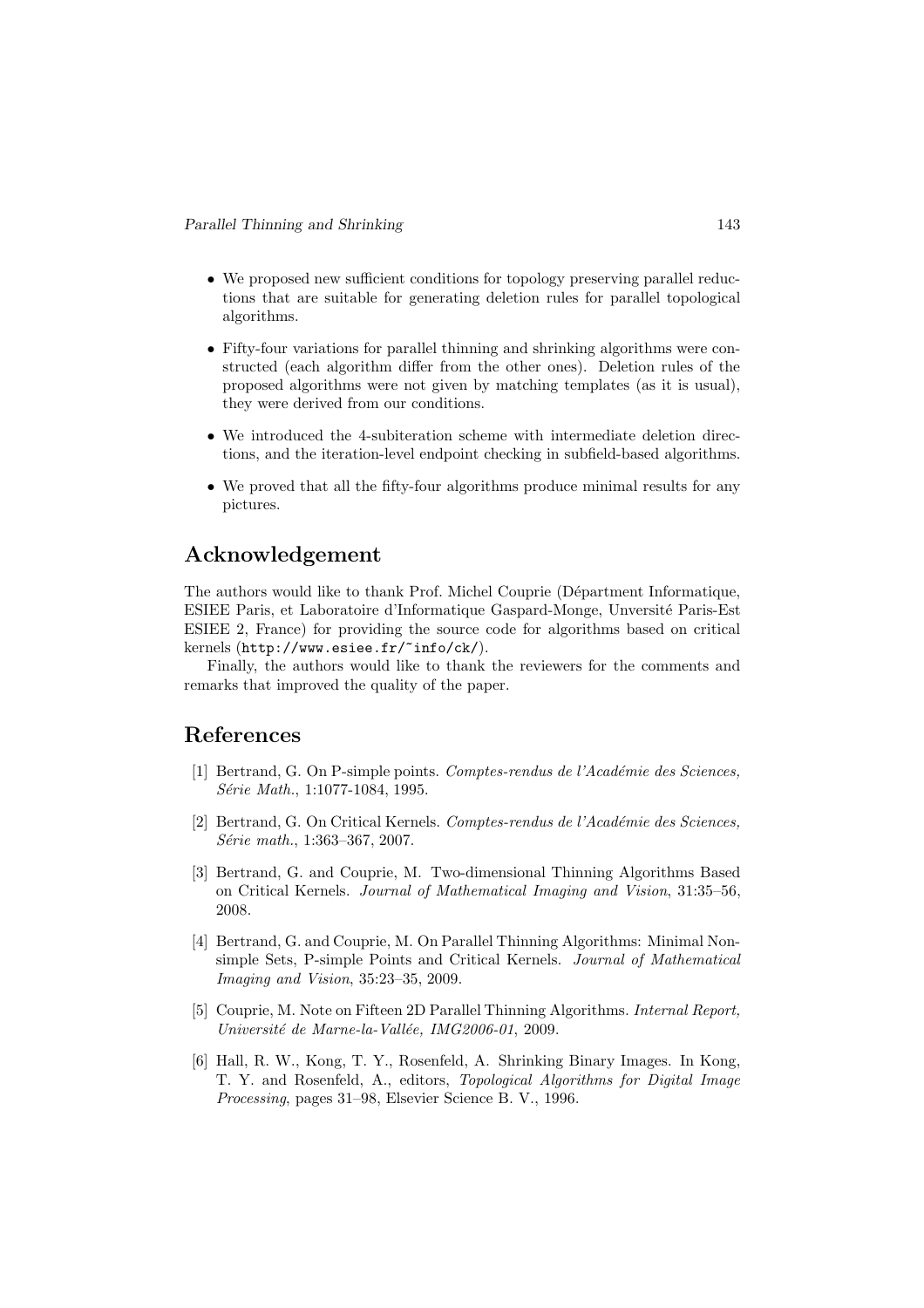- We proposed new sufficient conditions for topology preserving parallel reductions that are suitable for generating deletion rules for parallel topological algorithms.

- Fifty-four variations for parallel thinning and shrinking algorithms were constructed (each algorithm differ from the other ones). Deletion rules of the proposed algorithms were not given by matching templates (as it is usual), they were derived from our conditions.

- We introduced the 4-subiteration scheme with intermediate deletion directions, and the iteration-level endpoint checking in subfield-based algorithms.

- We proved that all the fifty-four algorithms produce minimal results for any pictures.

## Acknowledgement

The authors would like to thank Prof. Michel Couprie (Départment Informatique, ESIEE Paris, et Laboratoire d'Informatique Gaspard-Monge, Unversité Paris-Est ESIEE 2, France) for providing the source code for algorithms based on critical kernels (`http://www.esiee.fr/~info/ck/`).

Finally, the authors would like to thank the reviewers for the comments and remarks that improved the quality of the paper.

## References

[1] Bertrand, G. On P-simple points. *Comptes-rendus de l'Académie des Sciences, Série Math.*, 1:1077-1084, 1995.

[2] Bertrand, G. On Critical Kernels. *Comptes-rendus de l'Académie des Sciences, Série math.*, 1:363–367, 2007.

[3] Bertrand, G. and Couprie, M. Two-dimensional Thinning Algorithms Based on Critical Kernels. *Journal of Mathematical Imaging and Vision*, 31:35–56, 2008.

[4] Bertrand, G. and Couprie, M. On Parallel Thinning Algorithms: Minimal Non-simple Sets, P-simple Points and Critical Kernels. *Journal of Mathematical Imaging and Vision*, 35:23–35, 2009.

[5] Couprie, M. Note on Fifteen 2D Parallel Thinning Algorithms. *Internal Report, Université de Marne-la-Vallée, IMG2006-01*, 2009.

[6] Hall, R. W., Kong, T. Y., Rosenfeld, A. Shrinking Binary Images. In Kong, T. Y. and Rosenfeld, A., editors, *Topological Algorithms for Digital Image Processing*, pages 31–98, Elsevier Science B. V., 1996.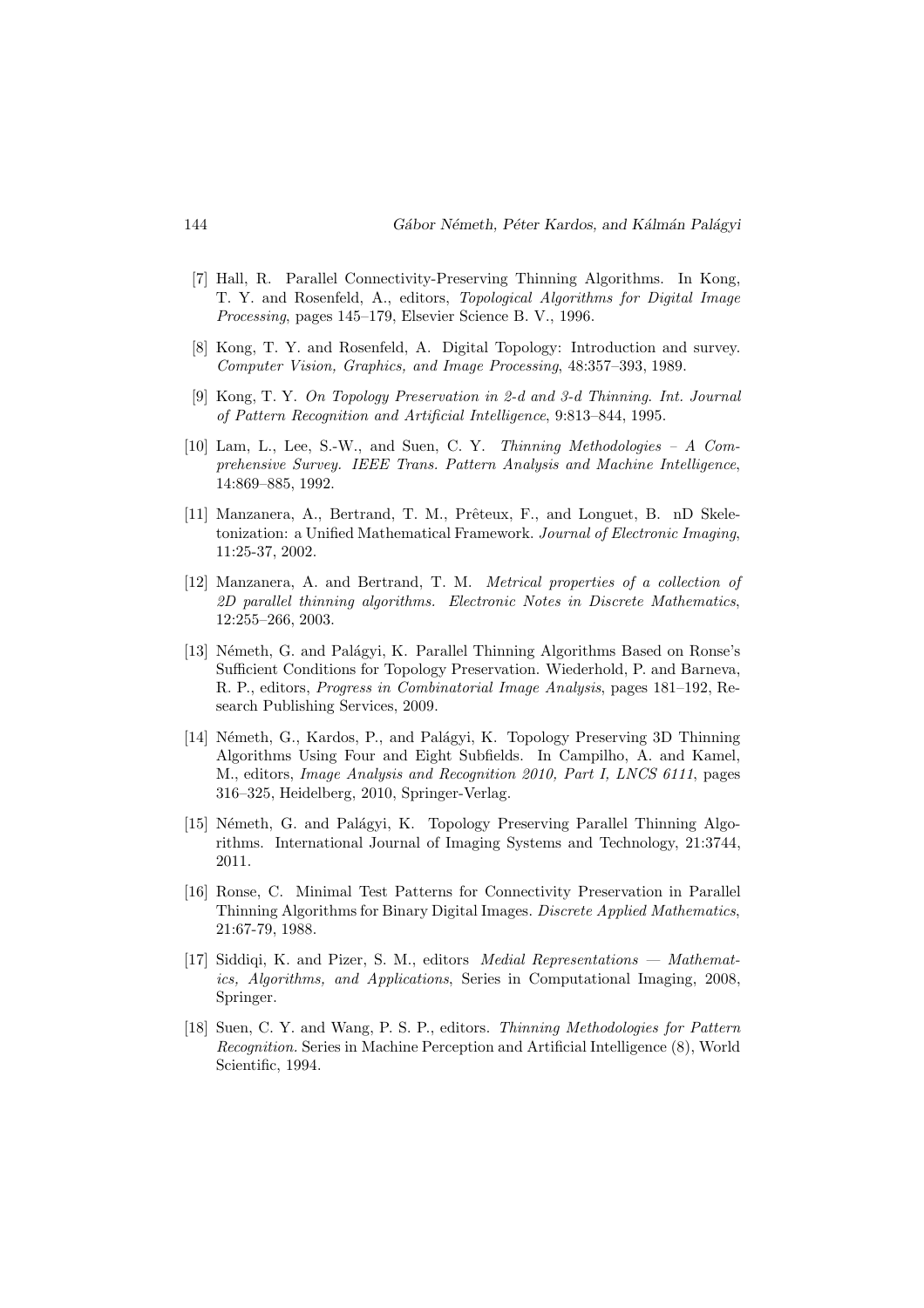[7] Hall, R. Parallel Connectivity-Preserving Thinning Algorithms. In Kong, T. Y. and Rosenfeld, A., editors, *Topological Algorithms for Digital Image Processing*, pages 145–179, Elsevier Science B. V., 1996.

[8] Kong, T. Y. and Rosenfeld, A. Digital Topology: Introduction and survey. *Computer Vision, Graphics, and Image Processing*, 48:357–393, 1989.

[9] Kong, T. Y. *On Topology Preservation in 2-d and 3-d Thinning. Int. Journal of Pattern Recognition and Artificial Intelligence*, 9:813–844, 1995.

[10] Lam, L., Lee, S.-W., and Suen, C. Y. *Thinning Methodologies – A Comprehensive Survey. IEEE Trans. Pattern Analysis and Machine Intelligence*, 14:869–885, 1992.

[11] Manzanera, A., Bertrand, T. M., Prêteux, F., and Longuet, B. nD Skeletonization: a Unified Mathematical Framework. *Journal of Electronic Imaging*, 11:25-37, 2002.

[12] Manzanera, A. and Bertrand, T. M. *Metrical properties of a collection of 2D parallel thinning algorithms. Electronic Notes in Discrete Mathematics*, 12:255–266, 2003.

[13] Németh, G. and Palágyi, K. Parallel Thinning Algorithms Based on Ronse's Sufficient Conditions for Topology Preservation. Wiederhold, P. and Barneva, R. P., editors, *Progress in Combinatorial Image Analysis*, pages 181–192, Research Publishing Services, 2009.

[14] Németh, G., Kardos, P., and Palágyi, K. Topology Preserving 3D Thinning Algorithms Using Four and Eight Subfields. In Campilho, A. and Kamel, M., editors, *Image Analysis and Recognition 2010, Part I, LNCS 6111*, pages 316–325, Heidelberg, 2010, Springer-Verlag.

[15] Németh, G. and Palágyi, K. Topology Preserving Parallel Thinning Algorithms. International Journal of Imaging Systems and Technology, 21:3744, 2011.

[16] Ronse, C. Minimal Test Patterns for Connectivity Preservation in Parallel Thinning Algorithms for Binary Digital Images. *Discrete Applied Mathematics*, 21:67-79, 1988.

[17] Siddiqi, K. and Pizer, S. M., editors *Medial Representations — Mathematics, Algorithms, and Applications*, Series in Computational Imaging, 2008, Springer.

[18] Suen, C. Y. and Wang, P. S. P., editors. *Thinning Methodologies for Pattern Recognition.* Series in Machine Perception and Artificial Intelligence (8), World Scientific, 1994.